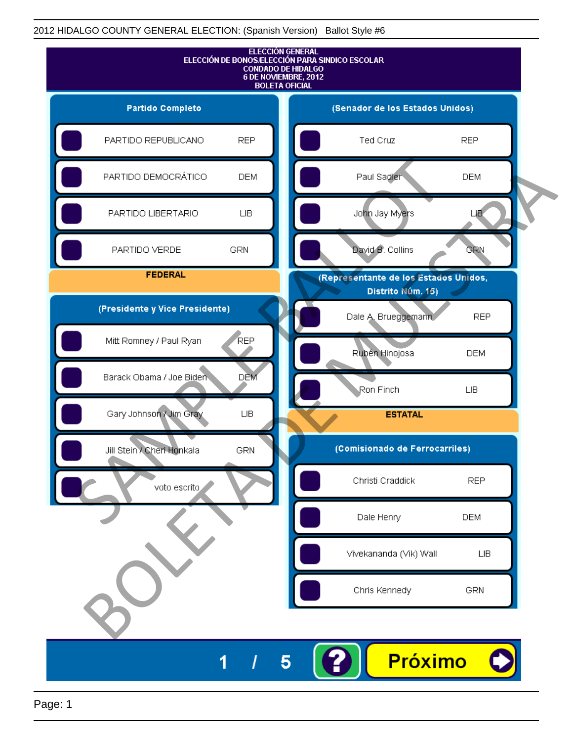2012 HIDALGO COUNTY GENERAL ELECTION: (Spanish Version) Ballot Style #6

# ELECCIÓN GENERAL
## ELECCIÓN DE BONOS/ELECCIÓN PARA SINDICO ESCOLAR
## CONDADO DE HIDALGO
## 6 DE NOVIEMBRE, 2012
## BOLETA OFICIAL

### Partido Completo

| | |
|---|---|
| PARTIDO REPUBLICANO | REP |
| PARTIDO DEMOCRÁTICO | DEM |
| PARTIDO LIBERTARIO | LIB |
| PARTIDO VERDE | GRN |

## FEDERAL

### (Presidente y Vice Presidente)

| | |
|---|---|
| Mitt Romney / Paul Ryan | REP |
| Barack Obama / Joe Biden | DEM |
| Gary Johnson / Jim Gray | LIB |
| Jill Stein / Cheri Honkala | GRN |
| voto escrito | |

### (Senador de los Estados Unidos)

| | |
|---|---|
| Ted Cruz | REP |
| Paul Sadler | DEM |
| John Jay Myers | LIB |
| David B. Collins | GRN |

### (Representante de los Estados Unidos, Distrito Núm. 15)

| | |
|---|---|
| Dale A. Brueggemann | REP |
| Rubén Hinojosa | DEM |
| Ron Finch | LIB |

## ESTATAL

### (Comisionado de Ferrocarriles)

| | |
|---|---|
| Christi Craddick | REP |
| Dale Henry | DEM |
| Vivekananda (Vik) Wall | LIB |
| Chris Kennedy | GRN |

SAMPLE BALLOT BOLETA DE MUESTRA

1 / 5 ? Próximo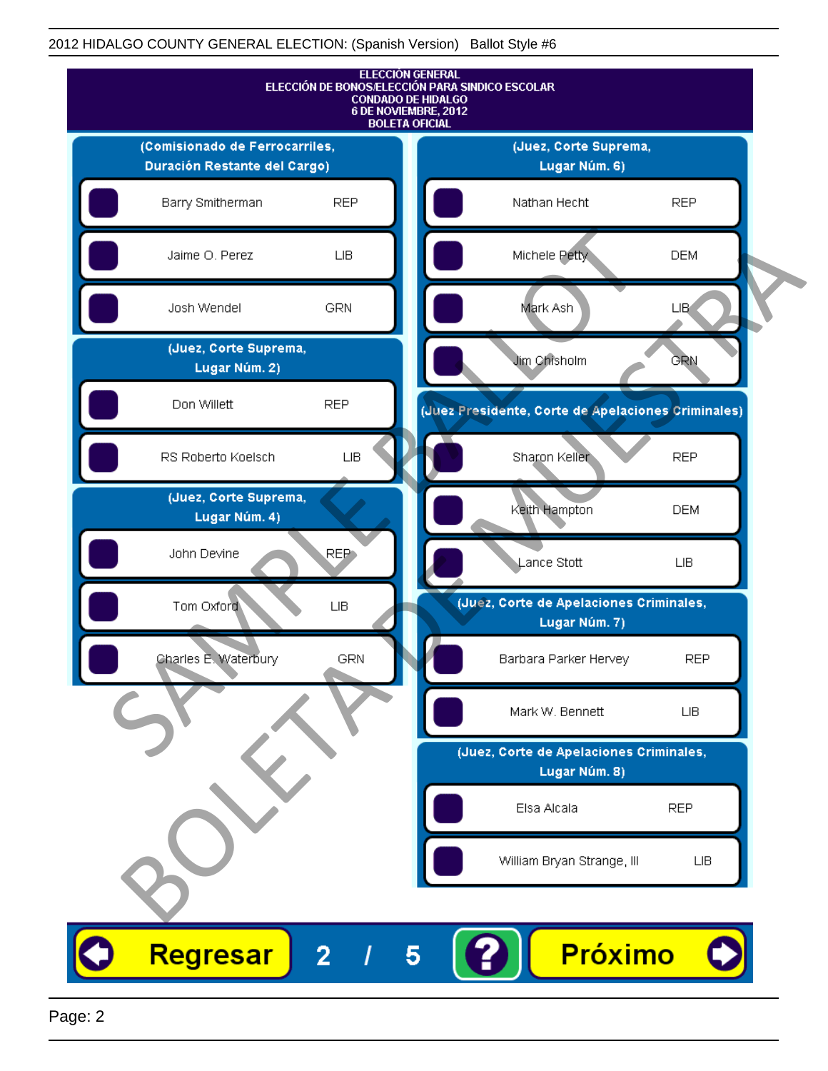2012 HIDALGO COUNTY GENERAL ELECTION: (Spanish Version) Ballot Style #6

# ELECCIÓN GENERAL
## ELECCIÓN DE BONOS/ELECCIÓN PARA SINDICO ESCOLAR
## CONDADO DE HIDALGO
## 6 DE NOVIEMBRE, 2012
## BOLETA OFICIAL

### (Comisionado de Ferrocarriles, Duración Restante del Cargo)

| Candidato | Partido |
|---|---|
| Barry Smitherman | REP |
| Jaime O. Perez | LIB |
| Josh Wendel | GRN |

### (Juez, Corte Suprema, Lugar Núm. 2)

| Candidato | Partido |
|---|---|
| Don Willett | REP |
| RS Roberto Koelsch | LIB |

### (Juez, Corte Suprema, Lugar Núm. 4)

| Candidato | Partido |
|---|---|
| John Devine | REP |
| Tom Oxford | LIB |
| Charles E. Waterbury | GRN |

### (Juez, Corte Suprema, Lugar Núm. 6)

| Candidato | Partido |
|---|---|
| Nathan Hecht | REP |
| Michele Petty | DEM |
| Mark Ash | LIB |
| Jim Chisholm | GRN |

### (Juez Presidente, Corte de Apelaciones Criminales)

| Candidato | Partido |
|---|---|
| Sharon Keller | REP |
| Keith Hampton | DEM |
| Lance Stott | LIB |

### (Juez, Corte de Apelaciones Criminales, Lugar Núm. 7)

| Candidato | Partido |
|---|---|
| Barbara Parker Hervey | REP |
| Mark W. Bennett | LIB |

### (Juez, Corte de Apelaciones Criminales, Lugar Núm. 8)

| Candidato | Partido |
|---|---|
| Elsa Alcala | REP |
| William Bryan Strange, III | LIB |

SAMPLE BALLOT
BOLETA DE MUESTRA

Regresar 2 / 5 ? Próximo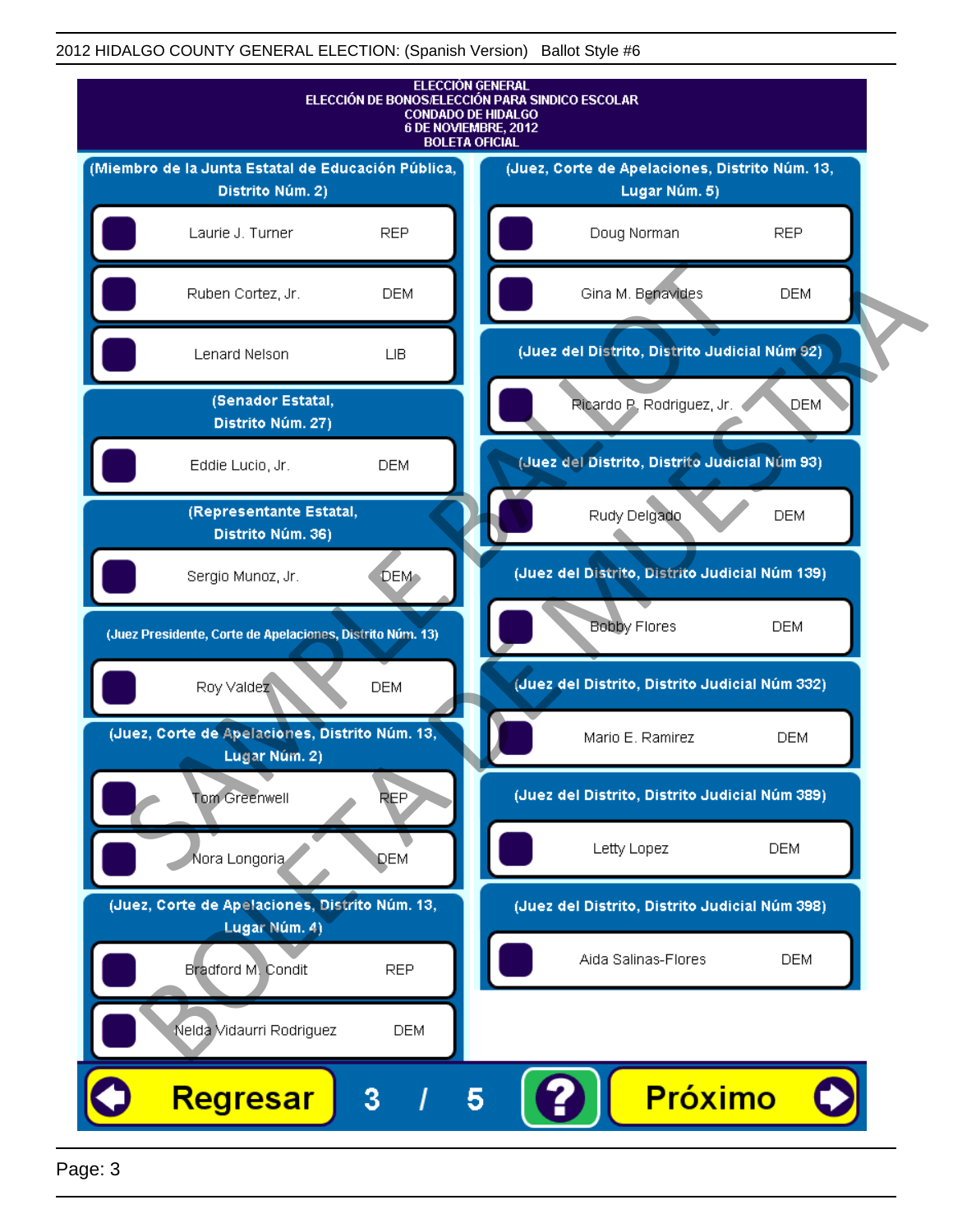# ELECCIÓN GENERAL
## ELECCIÓN DE BONOS/ELECCIÓN PARA SINDICO ESCOLAR
## CONDADO DE HIDALGO
## 6 DE NOVIEMBRE, 2012
## BOLETA OFICIAL

**(Miembro de la Junta Estatal de Educación Pública, Distrito Núm. 2)**

- Laurie J. Turner — REP
- Ruben Cortez, Jr. — DEM
- Lenard Nelson — LIB

**(Senador Estatal, Distrito Núm. 27)**

- Eddie Lucio, Jr. — DEM

**(Representante Estatal, Distrito Núm. 36)**

- Sergio Munoz, Jr. — DEM

**(Juez Presidente, Corte de Apelaciones, Distrito Núm. 13)**

- Roy Valdez — DEM

**(Juez, Corte de Apelaciones, Distrito Núm. 13, Lugar Núm. 2)**

- Tom Greenwell — REP
- Nora Longoria — DEM

**(Juez, Corte de Apelaciones, Distrito Núm. 13, Lugar Núm. 4)**

- Bradford M. Condit — REP
- Nelda Vidaurri Rodriguez — DEM

**(Juez, Corte de Apelaciones, Distrito Núm. 13, Lugar Núm. 5)**

- Doug Norman — REP
- Gina M. Benavides — DEM

**(Juez del Distrito, Distrito Judicial Núm 92)**

- Ricardo P. Rodriguez, Jr. — DEM

**(Juez del Distrito, Distrito Judicial Núm 93)**

- Rudy Delgado — DEM

**(Juez del Distrito, Distrito Judicial Núm 139)**

- Bobby Flores — DEM

**(Juez del Distrito, Distrito Judicial Núm 332)**

- Mario E. Ramirez — DEM

**(Juez del Distrito, Distrito Judicial Núm 389)**

- Letty Lopez — DEM

**(Juez del Distrito, Distrito Judicial Núm 398)**

- Aida Salinas-Flores — DEM

Regresar 3 / 5 ? Próximo

SAMPLE BALLOT — BOLETA DE MUESTRA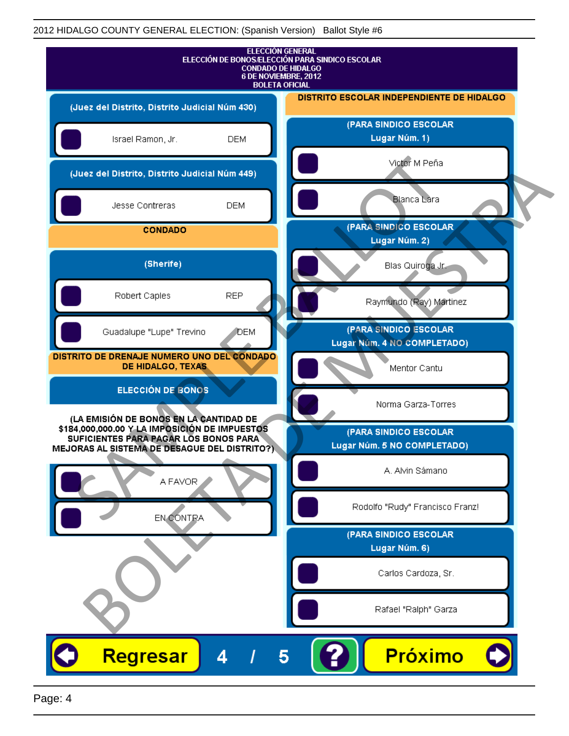# ELECCIÓN GENERAL
## ELECCIÓN DE BONOS/ELECCIÓN PARA SINDICO ESCOLAR
## CONDADO DE HIDALGO
## 6 DE NOVIEMBRE, 2012
## BOLETA OFICIAL

### (Juez del Distrito, Distrito Judicial Núm 430)

- Israel Ramon, Jr. DEM

### (Juez del Distrito, Distrito Judicial Núm 449)

- Jesse Contreras DEM

## CONDADO

### (Sherife)

- Robert Caples REP
- Guadalupe "Lupe" Trevino DEM

## DISTRITO DE DRENAJE NUMERO UNO DEL CONDADO DE HIDALGO, TEXAS

### ELECCIÓN DE BONOS

**(LA EMISIÓN DE BONOS EN LA CANTIDAD DE $184,000,000.00 Y LA IMPOSICIÓN DE IMPUESTOS SUFICIENTES PARA PAGAR LOS BONOS PARA MEJORAS AL SISTEMA DE DESAGUE DEL DISTRITO?)**

- A FAVOR
- EN CONTRA

## DISTRITO ESCOLAR INDEPENDIENTE DE HIDALGO

### (PARA SINDICO ESCOLAR Lugar Núm. 1)

- Victor M Peña
- Blanca Lara

### (PARA SINDICO ESCOLAR Lugar Núm. 2)

- Blas Quiroga Jr.
- Raymundo (Ray) Martinez

### (PARA SINDICO ESCOLAR Lugar Núm. 4 NO COMPLETADO)

- Mentor Cantu
- Norma Garza-Torres

### (PARA SINDICO ESCOLAR Lugar Núm. 5 NO COMPLETADO)

- A. Alvin Sámano
- Rodolfo "Rudy" Francisco Franz!

### (PARA SINDICO ESCOLAR Lugar Núm. 6)

- Carlos Cardoza, Sr.
- Rafael "Ralph" Garza

Regresar 4 / 5 ? Próximo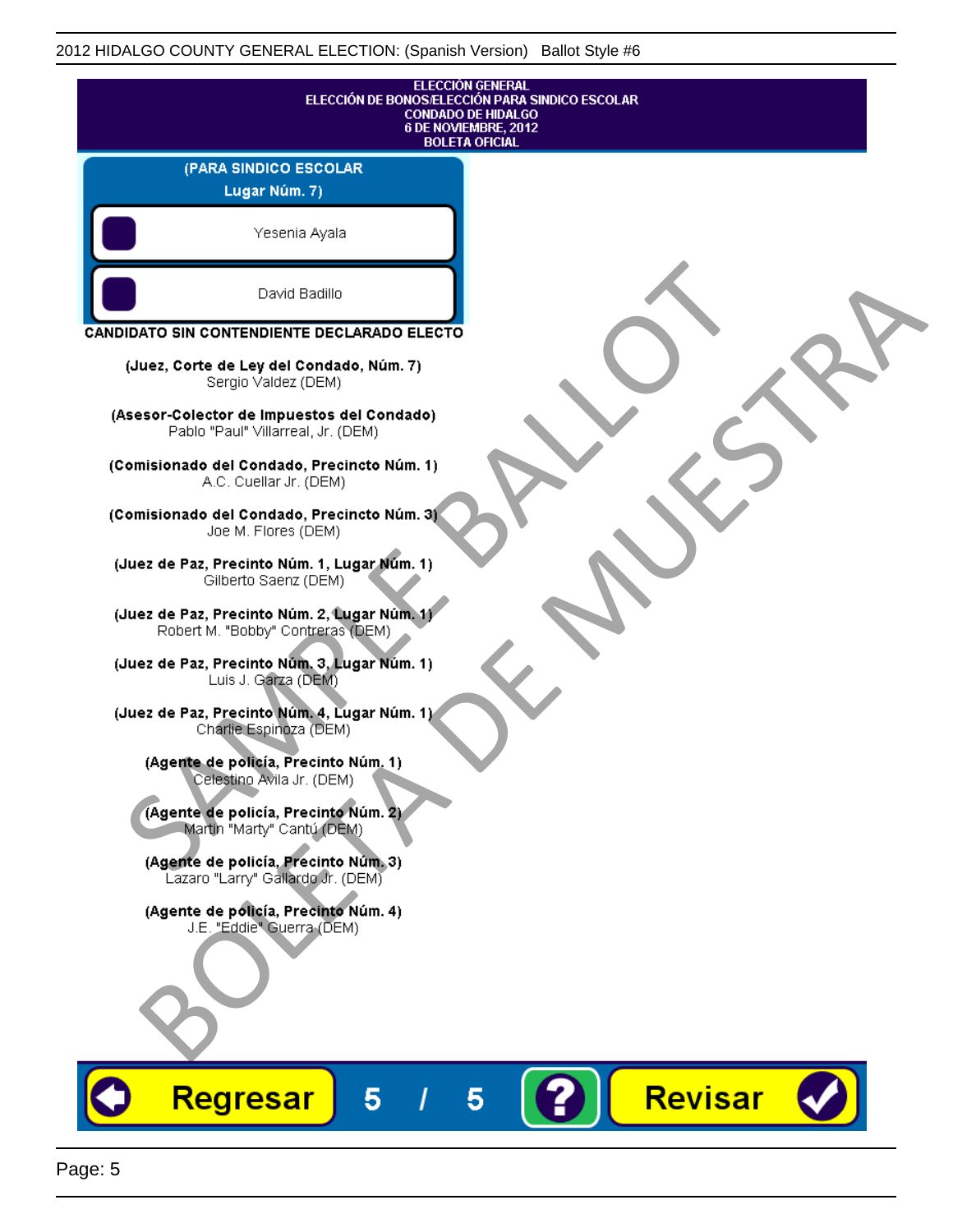ELECCIÓN GENERAL
ELECCIÓN DE BONOS/ELECCIÓN PARA SINDICO ESCOLAR
CONDADO DE HIDALGO
6 DE NOVIEMBRE, 2012
BOLETA OFICIAL

**(PARA SINDICO ESCOLAR Lugar Núm. 7)**

- Yesenia Ayala
- David Badillo

**CANDIDATO SIN CONTENDIENTE DECLARADO ELECTO**

**(Juez, Corte de Ley del Condado, Núm. 7)**
Sergio Valdez (DEM)

**(Asesor-Colector de Impuestos del Condado)**
Pablo "Paul" Villarreal, Jr. (DEM)

**(Comisionado del Condado, Precincto Núm. 1)**
A.C. Cuellar Jr. (DEM)

**(Comisionado del Condado, Precincto Núm. 3)**
Joe M. Flores (DEM)

**(Juez de Paz, Precinto Núm. 1, Lugar Núm. 1)**
Gilberto Saenz (DEM)

**(Juez de Paz, Precinto Núm. 2, Lugar Núm. 1)**
Robert M. "Bobby" Contreras (DEM)

**(Juez de Paz, Precinto Núm. 3, Lugar Núm. 1)**
Luis J. Garza (DEM)

**(Juez de Paz, Precinto Núm. 4, Lugar Núm. 1)**
Charlie Espinoza (DEM)

**(Agente de policía, Precinto Núm. 1)**
Celestino Avila Jr. (DEM)

**(Agente de policía, Precinto Núm. 2)**
Martin "Marty" Cantú (DEM)

**(Agente de policía, Precinto Núm. 3)**
Lazaro "Larry" Gallardo Jr. (DEM)

**(Agente de policía, Precinto Núm. 4)**
J.E. "Eddie" Guerra (DEM)

Regresar 5 / 5 ? Revisar

SAMPLE BALLOT
BOLETA DE MUESTRA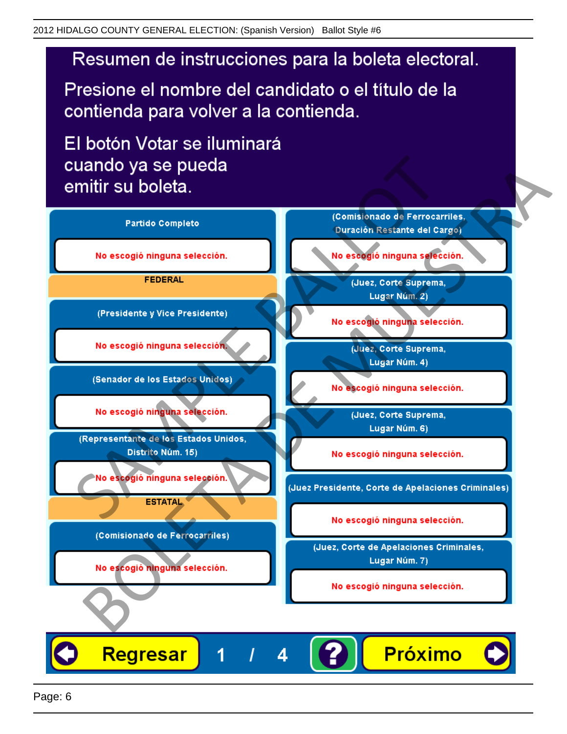2012 HIDALGO COUNTY GENERAL ELECTION: (Spanish Version) Ballot Style #6

# Resumen de instrucciones para la boleta electoral.

Presione el nombre del candidato o el título de la contienda para volver a la contienda.

El botón Votar se iluminará cuando ya se pueda emitir su boleta.

**Partido Completo**

No escogió ninguna selección.

**FEDERAL**

**(Presidente y Vice Presidente)**

No escogió ninguna selección.

**(Senador de los Estados Unidos)**

No escogió ninguna selección.

**(Representante de los Estados Unidos, Distrito Núm. 15)**

No escogió ninguna selección.

**ESTATAL**

**(Comisionado de Ferrocarriles)**

No escogió ninguna selección.

**(Comisionado de Ferrocarriles, Duración Restante del Cargo)**

No escogió ninguna selección.

**(Juez, Corte Suprema, Lugar Núm. 2)**

No escogió ninguna selección.

**(Juez, Corte Suprema, Lugar Núm. 4)**

No escogió ninguna selección.

**(Juez, Corte Suprema, Lugar Núm. 6)**

No escogió ninguna selección.

**(Juez Presidente, Corte de Apelaciones Criminales)**

No escogió ninguna selección.

**(Juez, Corte de Apelaciones Criminales, Lugar Núm. 7)**

No escogió ninguna selección.

Regresar 1 / 4 ? Próximo

SAMPLE BALLOT BOLETA DE MUESTRA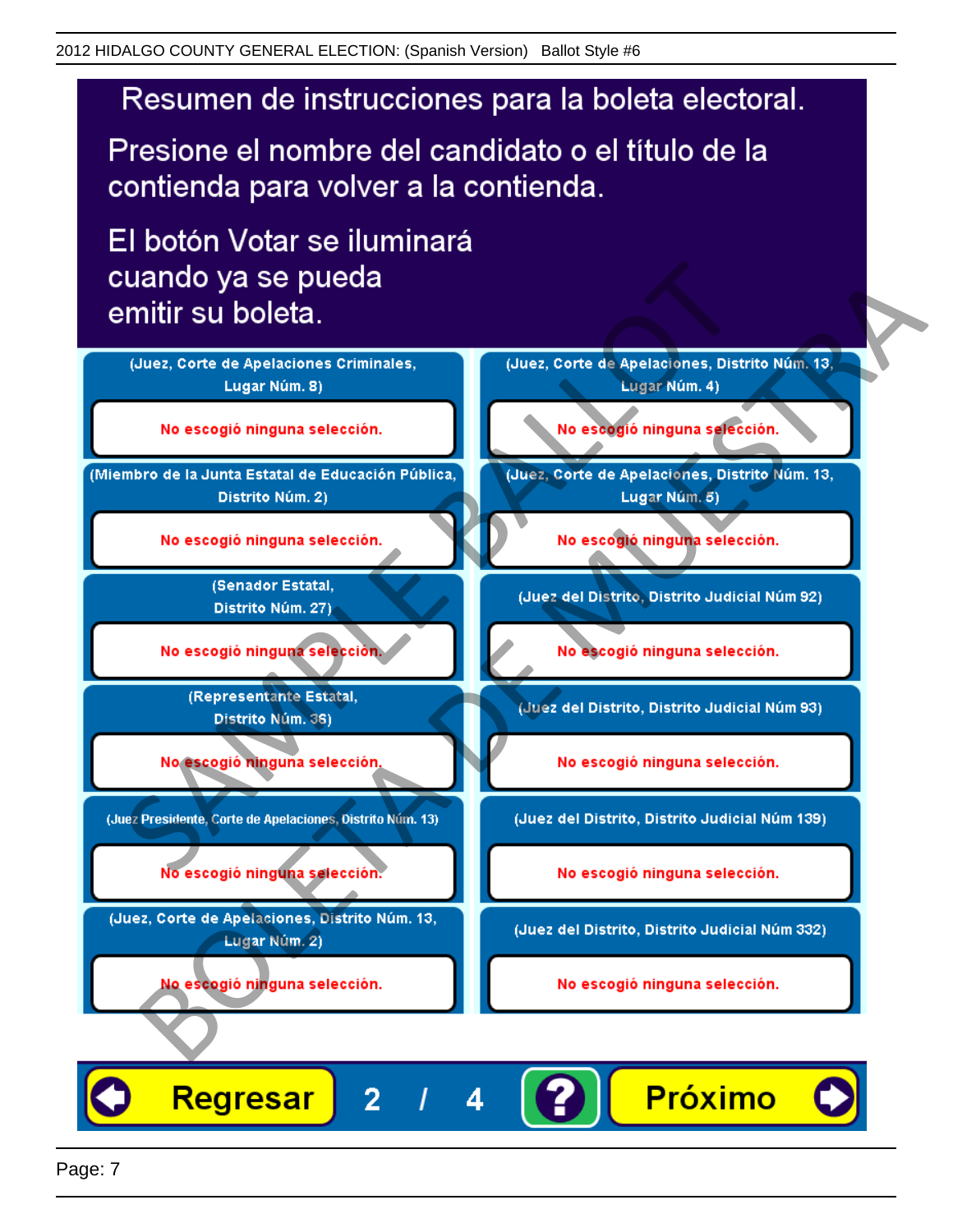# Resumen de instrucciones para la boleta electoral.

Presione el nombre del candidato o el título de la contienda para volver a la contienda.

El botón Votar se iluminará cuando ya se pueda emitir su boleta.

| Contienda | Selección |
| --- | --- |
| (Juez, Corte de Apelaciones Criminales, Lugar Núm. 8) | No escogió ninguna selección. |
| (Miembro de la Junta Estatal de Educación Pública, Distrito Núm. 2) | No escogió ninguna selección. |
| (Senador Estatal, Distrito Núm. 27) | No escogió ninguna selección. |
| (Representante Estatal, Distrito Núm. 36) | No escogió ninguna selección. |
| (Juez Presidente, Corte de Apelaciones, Distrito Núm. 13) | No escogió ninguna selección. |
| (Juez, Corte de Apelaciones, Distrito Núm. 13, Lugar Núm. 2) | No escogió ninguna selección. |
| (Juez, Corte de Apelaciones, Distrito Núm. 13, Lugar Núm. 4) | No escogió ninguna selección. |
| (Juez, Corte de Apelaciones, Distrito Núm. 13, Lugar Núm. 5) | No escogió ninguna selección. |
| (Juez del Distrito, Distrito Judicial Núm 92) | No escogió ninguna selección. |
| (Juez del Distrito, Distrito Judicial Núm 93) | No escogió ninguna selección. |
| (Juez del Distrito, Distrito Judicial Núm 139) | No escogió ninguna selección. |
| (Juez del Distrito, Distrito Judicial Núm 332) | No escogió ninguna selección. |

Regresar 2 / 4 ? Próximo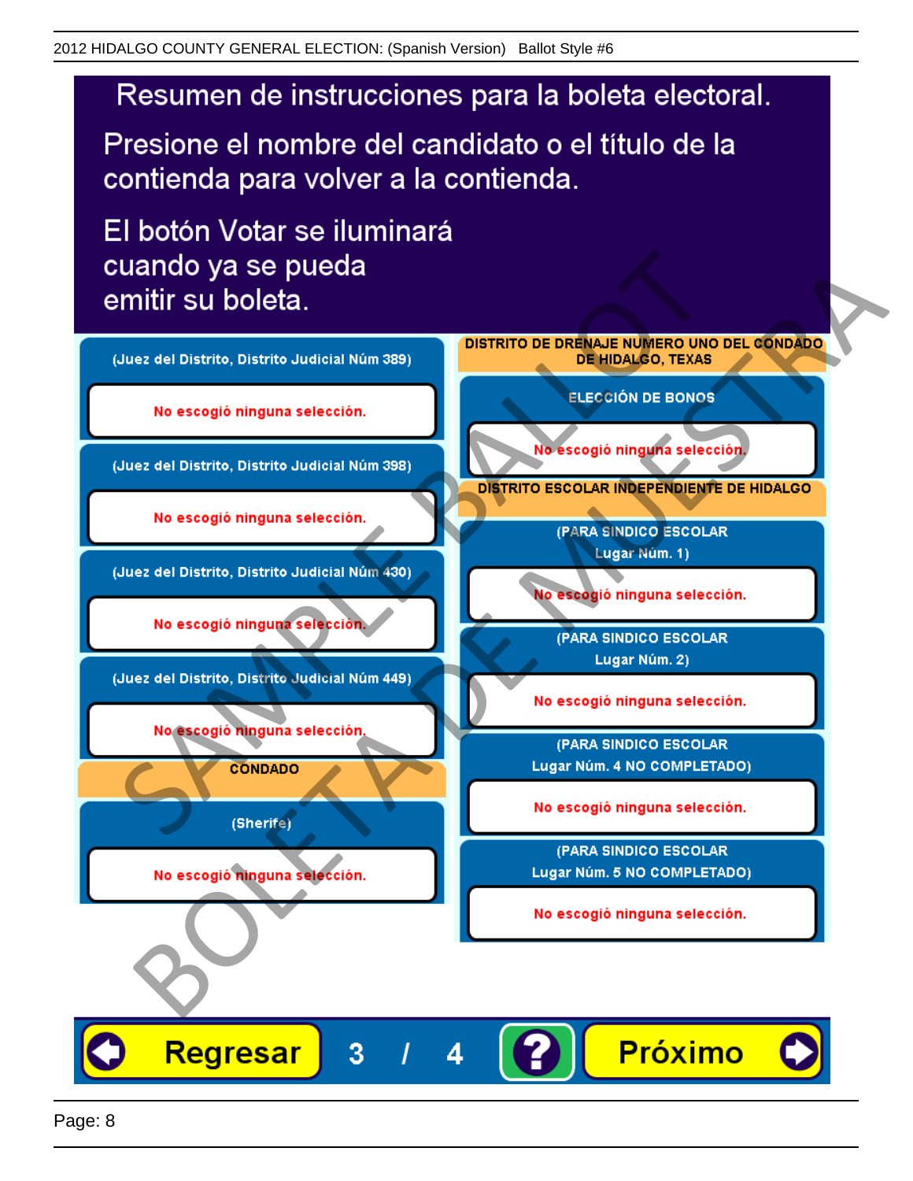# Resumen de instrucciones para la boleta electoral.

Presione el nombre del candidato o el título de la contienda para volver a la contienda.

El botón Votar se iluminará cuando ya se pueda emitir su boleta.

**(Juez del Distrito, Distrito Judicial Núm 389)**

No escogió ninguna selección.

**(Juez del Distrito, Distrito Judicial Núm 398)**

No escogió ninguna selección.

**(Juez del Distrito, Distrito Judicial Núm 430)**

No escogió ninguna selección.

**(Juez del Distrito, Distrito Judicial Núm 449)**

No escogió ninguna selección.

## CONDADO

**(Sherife)**

No escogió ninguna selección.

## DISTRITO DE DRENAJE NUMERO UNO DEL CONDADO DE HIDALGO, TEXAS

**ELECCIÓN DE BONOS**

No escogió ninguna selección.

## DISTRITO ESCOLAR INDEPENDIENTE DE HIDALGO

**(PARA SINDICO ESCOLAR Lugar Núm. 1)**

No escogió ninguna selección.

**(PARA SINDICO ESCOLAR Lugar Núm. 2)**

No escogió ninguna selección.

**(PARA SINDICO ESCOLAR Lugar Núm. 4 NO COMPLETADO)**

No escogió ninguna selección.

**(PARA SINDICO ESCOLAR Lugar Núm. 5 NO COMPLETADO)**

No escogió ninguna selección.

Regresar | 3 / 4 | ? | Próximo

SAMPLE BALLOT BOLETA DE MUESTRA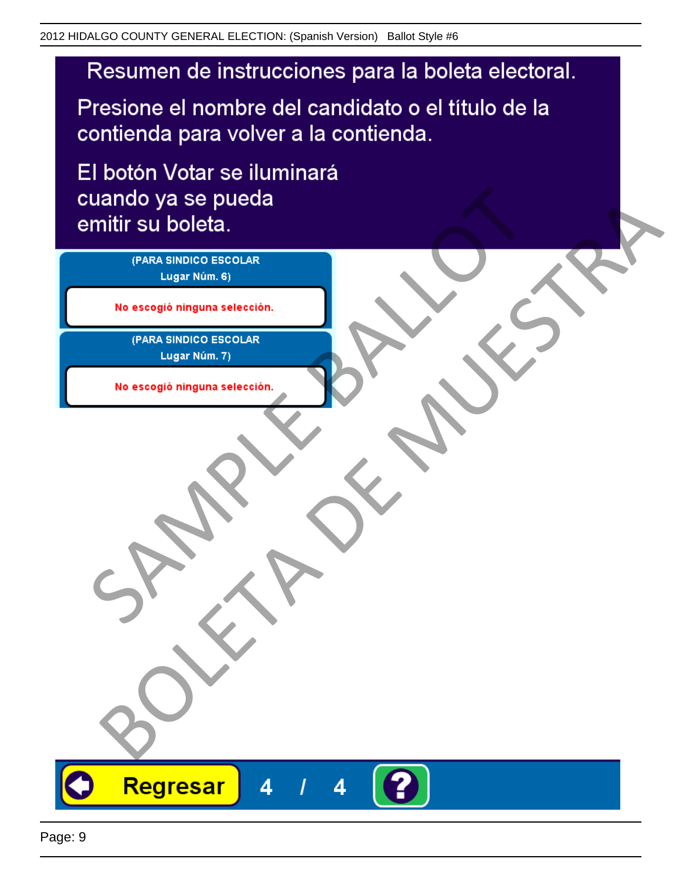# Resumen de instrucciones para la boleta electoral.

Presione el nombre del candidato o el título de la contienda para volver a la contienda.

El botón Votar se iluminará cuando ya se pueda emitir su boleta.

(PARA SINDICO ESCOLAR
Lugar Núm. 6)

No escogió ninguna selección.

(PARA SINDICO ESCOLAR
Lugar Núm. 7)

No escogió ninguna selección.

SAMPLE BALLOT
BOLETA DE MUESTRA

Regresar   4 / 4   ?